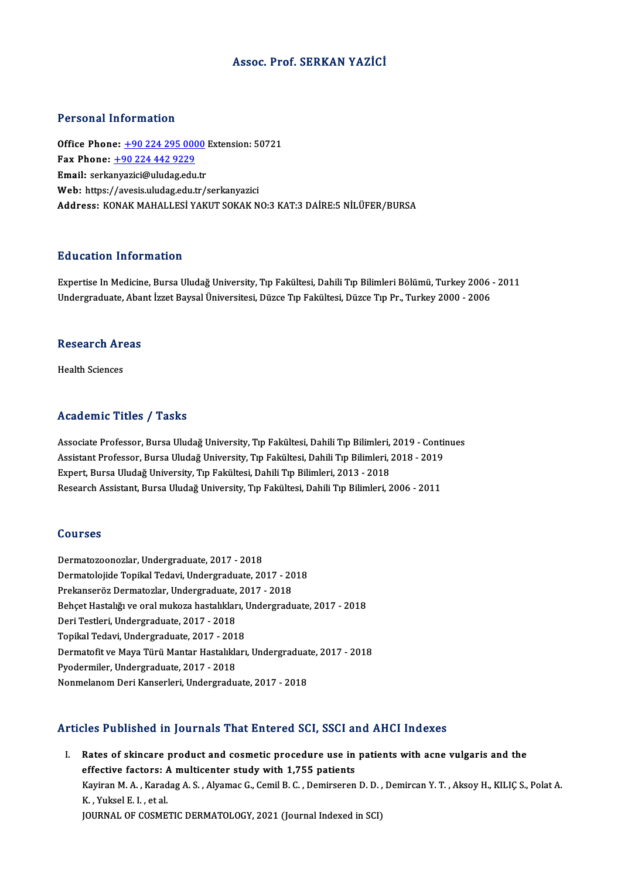# Assoc. Prof. SERKAN YAZİCİ

## Personal Information

**Office Phone:** +90 224 295 0000 Extension: 50721
**Fax Phone:** +90 224 442 9229
**Email:** serkanyazici@uludag.edu.tr
**Web:** https://avesis.uludag.edu.tr/serkanyazici
**Address:** KONAK MAHALLESİ YAKUT SOKAK NO:3 KAT:3 DAİRE:5 NİLÜFER/BURSA

## Education Information

Expertise In Medicine, Bursa Uludağ University, Tıp Fakültesi, Dahili Tıp Bilimleri Bölümü, Turkey 2006 - 2011
Undergraduate, Abant İzzet Baysal Üniversitesi, Düzce Tıp Fakültesi, Düzce Tıp Pr., Turkey 2000 - 2006

## Research Areas

Health Sciences

## Academic Titles / Tasks

Associate Professor, Bursa Uludağ University, Tıp Fakültesi, Dahili Tıp Bilimleri, 2019 - Continues
Assistant Professor, Bursa Uludağ University, Tıp Fakültesi, Dahili Tıp Bilimleri, 2018 - 2019
Expert, Bursa Uludağ University, Tıp Fakültesi, Dahili Tıp Bilimleri, 2013 - 2018
Research Assistant, Bursa Uludağ University, Tıp Fakültesi, Dahili Tıp Bilimleri, 2006 - 2011

## Courses

Dermatozoonozlar, Undergraduate, 2017 - 2018
Dermatolojide Topikal Tedavi, Undergraduate, 2017 - 2018
Prekanseröz Dermatozlar, Undergraduate, 2017 - 2018
Behçet Hastalığı ve oral mukoza hastalıkları, Undergraduate, 2017 - 2018
Deri Testleri, Undergraduate, 2017 - 2018
Topikal Tedavi, Undergraduate, 2017 - 2018
Dermatofit ve Maya Türü Mantar Hastalıkları, Undergraduate, 2017 - 2018
Pyodermiler, Undergraduate, 2017 - 2018
Nonmelanom Deri Kanserleri, Undergraduate, 2017 - 2018

## Articles Published in Journals That Entered SCI, SSCI and AHCI Indexes

I. **Rates of skincare product and cosmetic procedure use in patients with acne vulgaris and the effective factors: A multicenter study with 1,755 patients**
Kayiran M. A. , Karadag A. S. , Alyamac G., Cemil B. C. , Demirseren D. D. , Demircan Y. T. , Aksoy H., KILIÇ S., Polat A. K. , Yuksel E. I. , et al.
JOURNAL OF COSMETIC DERMATOLOGY, 2021 (Journal Indexed in SCI)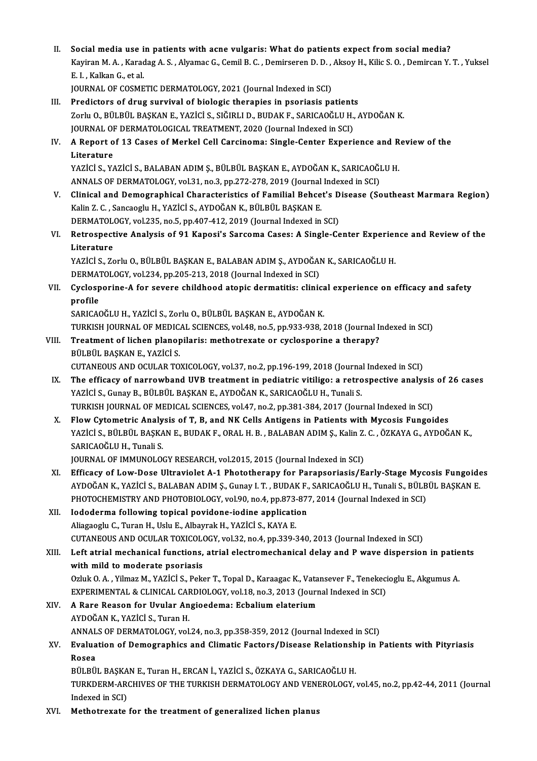II. **Social media use in patients with acne vulgaris: What do patients expect from social media?**
Kayiran M. A. , Karadag A. S. , Alyamac G., Cemil B. C. , Demirseren D. D. , Aksoy H., Kilic S. O. , Demircan Y. T. , Yuksel E. I. , Kalkan G., et al.
JOURNAL OF COSMETIC DERMATOLOGY, 2021 (Journal Indexed in SCI)

III. **Predictors of drug survival of biologic therapies in psoriasis patients**
Zorlu O., BÜLBÜL BAŞKAN E., YAZİCİ S., SIĞIRLI D., BUDAK F., SARICAOĞLU H., AYDOĞAN K.
JOURNAL OF DERMATOLOGICAL TREATMENT, 2020 (Journal Indexed in SCI)

IV. **A Report of 13 Cases of Merkel Cell Carcinoma: Single-Center Experience and Review of the Literature**
YAZİCİ S., YAZİCİ S., BALABAN ADIM Ş., BÜLBÜL BAŞKAN E., AYDOĞAN K., SARICAOĞLU H.
ANNALS OF DERMATOLOGY, vol.31, no.3, pp.272-278, 2019 (Journal Indexed in SCI)

V. **Clinical and Demographical Characteristics of Familial Behcet's Disease (Southeast Marmara Region)**
Kalin Z. C. , Sancaoglu H., YAZİCİ S., AYDOĞAN K., BÜLBÜL BAŞKAN E.
DERMATOLOGY, vol.235, no.5, pp.407-412, 2019 (Journal Indexed in SCI)

VI. **Retrospective Analysis of 91 Kaposi's Sarcoma Cases: A Single-Center Experience and Review of the Literature**
YAZİCİ S., Zorlu O., BÜLBÜL BAŞKAN E., BALABAN ADIM Ş., AYDOĞAN K., SARICAOĞLU H.
DERMATOLOGY, vol.234, pp.205-213, 2018 (Journal Indexed in SCI)

VII. **Cyclosporine-A for severe childhood atopic dermatitis: clinical experience on efficacy and safety profile**
SARICAOĞLU H., YAZİCİ S., Zorlu O., BÜLBÜL BAŞKAN E., AYDOĞAN K.
TURKISH JOURNAL OF MEDICAL SCIENCES, vol.48, no.5, pp.933-938, 2018 (Journal Indexed in SCI)

VIII. **Treatment of lichen planopilaris: methotrexate or cyclosporine a therapy?**
BÜLBÜL BAŞKAN E., YAZİCİ S.
CUTANEOUS AND OCULAR TOXICOLOGY, vol.37, no.2, pp.196-199, 2018 (Journal Indexed in SCI)

IX. **The efficacy of narrowband UVB treatment in pediatric vitiligo: a retrospective analysis of 26 cases**
YAZİCİ S., Gunay B., BÜLBÜL BAŞKAN E., AYDOĞAN K., SARICAOĞLU H., Tunali S.
TURKISH JOURNAL OF MEDICAL SCIENCES, vol.47, no.2, pp.381-384, 2017 (Journal Indexed in SCI)

X. **Flow Cytometric Analysis of T, B, and NK Cells Antigens in Patients with Mycosis Fungoides**
YAZİCİ S., BÜLBÜL BAŞKAN E., BUDAK F., ORAL H. B. , BALABAN ADIM Ş., Kalin Z. C. , ÖZKAYA G., AYDOĞAN K., SARICAOĞLU H., Tunali S.
JOURNAL OF IMMUNOLOGY RESEARCH, vol.2015, 2015 (Journal Indexed in SCI)

XI. **Efficacy of Low-Dose Ultraviolet A-1 Phototherapy for Parapsoriasis/Early-Stage Mycosis Fungoides**
AYDOĞAN K., YAZİCİ S., BALABAN ADIM Ş., Gunay I. T. , BUDAK F., SARICAOĞLU H., Tunali S., BÜLBÜL BAŞKAN E.
PHOTOCHEMISTRY AND PHOTOBIOLOGY, vol.90, no.4, pp.873-877, 2014 (Journal Indexed in SCI)

XII. **Iododerma following topical povidone-iodine application**
Aliagaoglu C., Turan H., Uslu E., Albayrak H., YAZİCİ S., KAYA E.
CUTANEOUS AND OCULAR TOXICOLOGY, vol.32, no.4, pp.339-340, 2013 (Journal Indexed in SCI)

XIII. **Left atrial mechanical functions, atrial electromechanical delay and P wave dispersion in patients with mild to moderate psoriasis**
Ozluk O. A. , Yilmaz M., YAZİCİ S., Peker T., Topal D., Karaagac K., Vatansever F., Tenekecioglu E., Akgumus A.
EXPERIMENTAL & CLINICAL CARDIOLOGY, vol.18, no.3, 2013 (Journal Indexed in SCI)

XIV. **A Rare Reason for Uvular Angioedema: Ecbalium elaterium**
AYDOĞAN K., YAZİCİ S., Turan H.
ANNALS OF DERMATOLOGY, vol.24, no.3, pp.358-359, 2012 (Journal Indexed in SCI)

XV. **Evaluation of Demographics and Climatic Factors/Disease Relationship in Patients with Pityriasis Rosea**
BÜLBÜL BAŞKAN E., Turan H., ERCAN İ., YAZİCİ S., ÖZKAYA G., SARICAOĞLU H.
TURKDERM-ARCHIVES OF THE TURKISH DERMATOLOGY AND VENEROLOGY, vol.45, no.2, pp.42-44, 2011 (Journal Indexed in SCI)

XVI. **Methotrexate for the treatment of generalized lichen planus**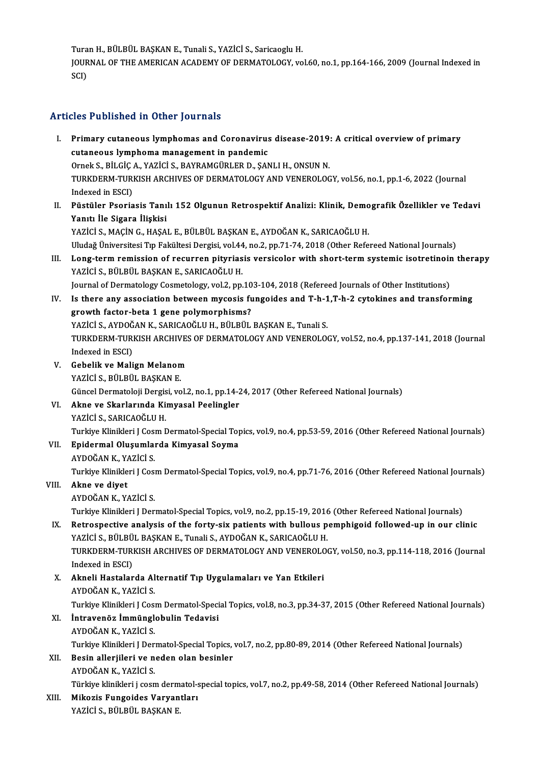Turan H., BÜLBÜL BAŞKAN E., Tunali S., YAZİCİ S., Saricaoglu H.
JOURNAL OF THE AMERICAN ACADEMY OF DERMATOLOGY, vol.60, no.1, pp.164-166, 2009 (Journal Indexed in SCI)

## Articles Published in Other Journals

I. **Primary cutaneous lymphomas and Coronavirus disease-2019: A critical overview of primary cutaneous lymphoma management in pandemic**
Ornek S., BİLGİÇ A., YAZİCİ S., BAYRAMGÜRLER D., ŞANLI H., ONSUN N.
TURKDERM-TURKISH ARCHIVES OF DERMATOLOGY AND VENEROLOGY, vol.56, no.1, pp.1-6, 2022 (Journal Indexed in ESCI)

II. **Püstüler Psoriasis Tanılı 152 Olgunun Retrospektif Analizi: Klinik, Demografik Özellikler ve Tedavi Yanıtı İle Sigara İlişkisi**
YAZİCİ S., MAÇİN G., HAŞAL E., BÜLBÜL BAŞKAN E., AYDOĞAN K., SARICAOĞLU H.
Uludağ Üniversitesi Tıp Fakültesi Dergisi, vol.44, no.2, pp.71-74, 2018 (Other Refereed National Journals)

III. **Long-term remission of recurren pityriasis versicolor with short-term systemic isotretinoin therapy**
YAZİCİ S., BÜLBÜL BAŞKAN E., SARICAOĞLU H.
Journal of Dermatology Cosmetology, vol.2, pp.103-104, 2018 (Refereed Journals of Other Institutions)

IV. **Is there any association between mycosis fungoides and T-h-1,T-h-2 cytokines and transforming growth factor-beta 1 gene polymorphisms?**
YAZİCİ S., AYDOĞAN K., SARICAOĞLU H., BÜLBÜL BAŞKAN E., Tunali S.
TURKDERM-TURKISH ARCHIVES OF DERMATOLOGY AND VENEROLOGY, vol.52, no.4, pp.137-141, 2018 (Journal Indexed in ESCI)

V. **Gebelik ve Malign Melanom**
YAZİCİ S., BÜLBÜL BAŞKAN E.
Güncel Dermatoloji Dergisi, vol.2, no.1, pp.14-24, 2017 (Other Refereed National Journals)

VI. **Akne ve Skarlarında Kimyasal Peelingler**
YAZİCİ S., SARICAOĞLU H.
Turkiye Klinikleri J Cosm Dermatol-Special Topics, vol.9, no.4, pp.53-59, 2016 (Other Refereed National Journals)

VII. **Epidermal Oluşumlarda Kimyasal Soyma**
AYDOĞAN K., YAZİCİ S.
Turkiye Klinikleri J Cosm Dermatol-Special Topics, vol.9, no.4, pp.71-76, 2016 (Other Refereed National Journals)

VIII. **Akne ve diyet**
AYDOĞAN K., YAZİCİ S.
Turkiye Klinikleri J Dermatol-Special Topics, vol.9, no.2, pp.15-19, 2016 (Other Refereed National Journals)

IX. **Retrospective analysis of the forty-six patients with bullous pemphigoid followed-up in our clinic**
YAZİCİ S., BÜLBÜL BAŞKAN E., Tunali S., AYDOĞAN K., SARICAOĞLU H.
TURKDERM-TURKISH ARCHIVES OF DERMATOLOGY AND VENEROLOGY, vol.50, no.3, pp.114-118, 2016 (Journal Indexed in ESCI)

X. **Akneli Hastalarda Alternatif Tıp Uygulamaları ve Yan Etkileri**
AYDOĞAN K., YAZİCİ S.
Turkiye Klinikleri J Cosm Dermatol-Special Topics, vol.8, no.3, pp.34-37, 2015 (Other Refereed National Journals)

XI. **İntravenöz İmmünglobulin Tedavisi**
AYDOĞAN K., YAZİCİ S.
Turkiye Klinikleri J Dermatol-Special Topics, vol.7, no.2, pp.80-89, 2014 (Other Refereed National Journals)

XII. **Besin allerjileri ve neden olan besinler**
AYDOĞAN K., YAZİCİ S.
Türkiye klinikleri j cosm dermatol-special topics, vol.7, no.2, pp.49-58, 2014 (Other Refereed National Journals)

XIII. **Mikozis Fungoides Varyantları**
YAZİCİ S., BÜLBÜL BAŞKAN E.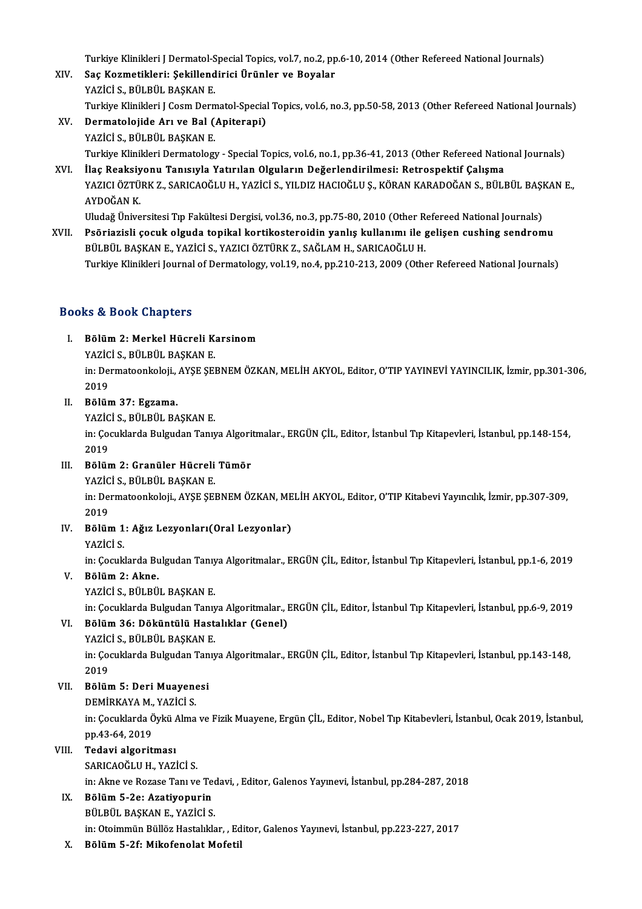Turkiye Klinikleri J Dermatol-Special Topics, vol.7, no.2, pp.6-10, 2014 (Other Refereed National Journals)

XIV. **Saç Kozmetikleri: Şekillendirici Ürünler ve Boyalar**
YAZİCİ S., BÜLBÜL BAŞKAN E.
Turkiye Klinikleri J Cosm Dermatol-Special Topics, vol.6, no.3, pp.50-58, 2013 (Other Refereed National Journals)

XV. **Dermatolojide Arı ve Bal (Apiterapi)**
YAZİCİ S., BÜLBÜL BAŞKAN E.
Turkiye Klinikleri Dermatology - Special Topics, vol.6, no.1, pp.36-41, 2013 (Other Refereed National Journals)

XVI. **İlaç Reaksiyonu Tanısıyla Yatırılan Olguların Değerlendirilmesi: Retrospektif Çalışma**
YAZICI ÖZTÜRK Z., SARICAOĞLU H., YAZİCİ S., YILDIZ HACIOĞLU Ş., KÖRAN KARADOĞAN S., BÜLBÜL BAŞKAN E., AYDOĞAN K.
Uludağ Üniversitesi Tıp Fakültesi Dergisi, vol.36, no.3, pp.75-80, 2010 (Other Refereed National Journals)

XVII. **Psöriazisli çocuk olguda topikal kortikosteroidin yanlış kullanımı ile gelişen cushing sendromu**
BÜLBÜL BAŞKAN E., YAZİCİ S., YAZICI ÖZTÜRK Z., SAĞLAM H., SARICAOĞLU H.
Turkiye Klinikleri Journal of Dermatology, vol.19, no.4, pp.210-213, 2009 (Other Refereed National Journals)

## Books & Book Chapters

I. **Bölüm 2: Merkel Hücreli Karsinom**
YAZİCİ S., BÜLBÜL BAŞKAN E.
in: Dermatoonkoloji., AYŞE ŞEBNEM ÖZKAN, MELİH AKYOL, Editor, O'TIP YAYINEVİ YAYINCILIK, İzmir, pp.301-306, 2019

II. **Bölüm 37: Egzama.**
YAZİCİ S., BÜLBÜL BAŞKAN E.
in: Çocuklarda Bulgudan Tanıya Algoritmalar., ERGÜN ÇİL, Editor, İstanbul Tıp Kitapevleri, İstanbul, pp.148-154, 2019

III. **Bölüm 2: Granüler Hücreli Tümör**
YAZİCİ S., BÜLBÜL BAŞKAN E.
in: Dermatoonkoloji., AYŞE ŞEBNEM ÖZKAN, MELİH AKYOL, Editor, O'TIP Kitabevi Yayıncılık, İzmir, pp.307-309, 2019

IV. **Bölüm 1: Ağız Lezyonları(Oral Lezyonlar)**
YAZİCİ S.
in: Çocuklarda Bulgudan Tanıya Algoritmalar., ERGÜN ÇİL, Editor, İstanbul Tıp Kitapevleri, İstanbul, pp.1-6, 2019

V. **Bölüm 2: Akne.**
YAZİCİ S., BÜLBÜL BAŞKAN E.
in: Çocuklarda Bulgudan Tanıya Algoritmalar., ERGÜN ÇİL, Editor, İstanbul Tıp Kitapevleri, İstanbul, pp.6-9, 2019

VI. **Bölüm 36: Döküntülü Hastalıklar (Genel)**
YAZİCİ S., BÜLBÜL BAŞKAN E.
in: Çocuklarda Bulgudan Tanıya Algoritmalar., ERGÜN ÇİL, Editor, İstanbul Tıp Kitapevleri, İstanbul, pp.143-148, 2019

VII. **Bölüm 5: Deri Muayenesi**
DEMİRKAYA M., YAZİCİ S.
in: Çocuklarda Öykü Alma ve Fizik Muayene, Ergün ÇİL, Editor, Nobel Tıp Kitabevleri, İstanbul, Ocak 2019, İstanbul, pp.43-64, 2019

VIII. **Tedavi algoritması**
SARICAOĞLU H., YAZİCİ S.
in: Akne ve Rozase Tanı ve Tedavi, , Editor, Galenos Yayınevi, İstanbul, pp.284-287, 2018

IX. **Bölüm 5-2e: Azatiyopurin**
BÜLBÜL BAŞKAN E., YAZİCİ S.
in: Otoimmün Büllöz Hastalıklar, , Editor, Galenos Yayınevi, İstanbul, pp.223-227, 2017

X. **Bölüm 5-2f: Mikofenolat Mofetil**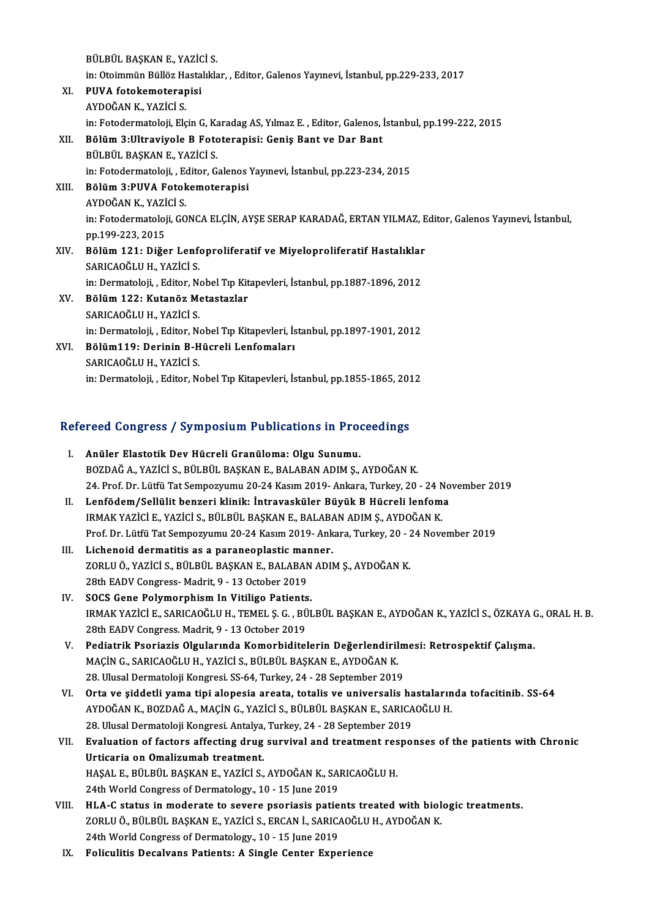BÜLBÜL BAŞKAN E., YAZİCİ S.
in: Otoimmün Büllöz Hastalıklar, , Editor, Galenos Yayınevi, İstanbul, pp.229-233, 2017

XI. **PUVA fotokemoterapisi**
AYDOĞAN K., YAZİCİ S.
in: Fotodermatoloji, Elçin G, Karadag AS, Yılmaz E. , Editor, Galenos, İstanbul, pp.199-222, 2015

XII. **Bölüm 3:Ultraviyole B Fototerapisi: Geniş Bant ve Dar Bant**
BÜLBÜL BAŞKAN E., YAZİCİ S.
in: Fotodermatoloji, , Editor, Galenos Yayınevi, İstanbul, pp.223-234, 2015

XIII. **Bölüm 3:PUVA Fotokemoterapisi**
AYDOĞAN K., YAZİCİ S.
in: Fotodermatoloji, GONCA ELÇİN, AYŞE SERAP KARADAĞ, ERTAN YILMAZ, Editor, Galenos Yayınevi, İstanbul, pp.199-223, 2015

XIV. **Bölüm 121: Diğer Lenfoproliferatif ve Miyeloproliferatif Hastalıklar**
SARICAOĞLU H., YAZİCİ S.
in: Dermatoloji, , Editor, Nobel Tıp Kitapevleri, İstanbul, pp.1887-1896, 2012

XV. **Bölüm 122: Kutanöz Metastazlar**
SARICAOĞLU H., YAZİCİ S.
in: Dermatoloji, , Editor, Nobel Tıp Kitapevleri, İstanbul, pp.1897-1901, 2012

XVI. **Bölüm119: Derinin B-Hücreli Lenfomaları**
SARICAOĞLU H., YAZİCİ S.
in: Dermatoloji, , Editor, Nobel Tıp Kitapevleri, İstanbul, pp.1855-1865, 2012

## Refereed Congress / Symposium Publications in Proceedings

I. **Anüler Elastotik Dev Hücreli Granüloma: Olgu Sunumu.**
BOZDAĞ A., YAZİCİ S., BÜLBÜL BAŞKAN E., BALABAN ADIM Ş., AYDOĞAN K.
24. Prof. Dr. Lütfü Tat Sempozyumu 20-24 Kasım 2019- Ankara, Turkey, 20 - 24 November 2019

II. **Lenfödem/Sellülit benzeri klinik: İntravasküler Büyük B Hücreli lenfoma**
IRMAK YAZİCİ E., YAZİCİ S., BÜLBÜL BAŞKAN E., BALABAN ADIM Ş., AYDOĞAN K.
Prof. Dr. Lütfü Tat Sempozyumu 20-24 Kasım 2019- Ankara, Turkey, 20 - 24 November 2019

III. **Lichenoid dermatitis as a paraneoplastic manner.**
ZORLU Ö., YAZİCİ S., BÜLBÜL BAŞKAN E., BALABAN ADIM Ş., AYDOĞAN K.
28th EADV Congress- Madrit, 9 - 13 October 2019

IV. **SOCS Gene Polymorphism In Vitiligo Patients.**
IRMAK YAZİCİ E., SARICAOĞLU H., TEMEL Ş. G. , BÜLBÜL BAŞKAN E., AYDOĞAN K., YAZİCİ S., ÖZKAYA G., ORAL H. B.
28th EADV Congress. Madrit, 9 - 13 October 2019

V. **Pediatrik Psoriazis Olgularında Komorbiditelerin Değerlendirilmesi: Retrospektif Çalışma.**
MAÇİN G., SARICAOĞLU H., YAZİCİ S., BÜLBÜL BAŞKAN E., AYDOĞAN K.
28. Ulusal Dermatoloji Kongresi. SS-64, Turkey, 24 - 28 September 2019

VI. **Orta ve şiddetli yama tipi alopesia areata, totalis ve universalis hastalarında tofacitinib. SS-64**
AYDOĞAN K., BOZDAĞ A., MAÇİN G., YAZİCİ S., BÜLBÜL BAŞKAN E., SARICAOĞLU H.
28. Ulusal Dermatoloji Kongresi. Antalya, Turkey, 24 - 28 September 2019

VII. **Evaluation of factors affecting drug survival and treatment responses of the patients with Chronic Urticaria on Omalizumab treatment.**
HAŞAL E., BÜLBÜL BAŞKAN E., YAZİCİ S., AYDOĞAN K., SARICAOĞLU H.
24th World Congress of Dermatology., 10 - 15 June 2019

VIII. **HLA-C status in moderate to severe psoriasis patients treated with biologic treatments.**
ZORLU Ö., BÜLBÜL BAŞKAN E., YAZİCİ S., ERCAN İ., SARICAOĞLU H., AYDOĞAN K.
24th World Congress of Dermatology., 10 - 15 June 2019

IX. **Foliculitis Decalvans Patients: A Single Center Experience**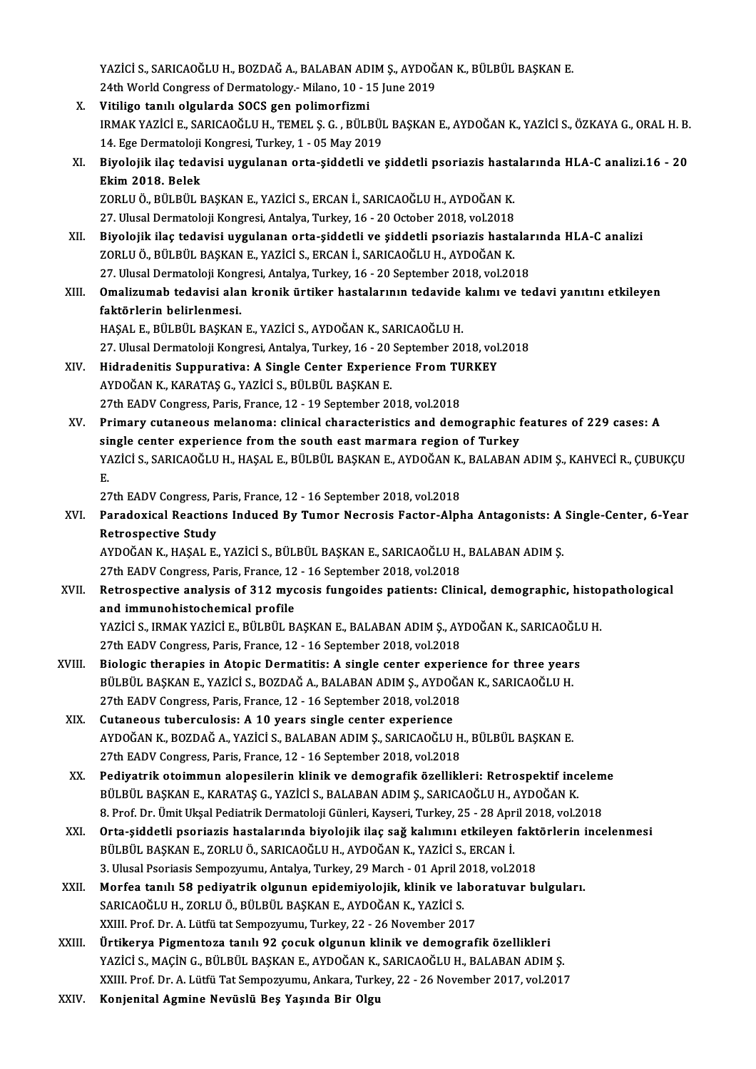YAZİCİ S., SARICAOĞLU H., BOZDAĞ A., BALABAN ADIM Ş., AYDOĞAN K., BÜLBÜL BAŞKAN E.
24th World Congress of Dermatology.- Milano, 10 - 15 June 2019

X. **Vitiligo tanılı olgularda SOCS gen polimorfizmi**
IRMAK YAZİCİ E., SARICAOĞLU H., TEMEL Ş. G. , BÜLBÜL BAŞKAN E., AYDOĞAN K., YAZİCİ S., ÖZKAYA G., ORAL H. B.
14. Ege Dermatoloji Kongresi, Turkey, 1 - 05 May 2019

XI. **Biyolojik ilaç tedavisi uygulanan orta-şiddetli ve şiddetli psoriazis hastalarında HLA-C analizi.16 - 20 Ekim 2018. Belek**
ZORLU Ö., BÜLBÜL BAŞKAN E., YAZİCİ S., ERCAN İ., SARICAOĞLU H., AYDOĞAN K.
27. Ulusal Dermatoloji Kongresi, Antalya, Turkey, 16 - 20 October 2018, vol.2018

XII. **Biyolojik ilaç tedavisi uygulanan orta-şiddetli ve şiddetli psoriazis hastalarında HLA-C analizi**
ZORLU Ö., BÜLBÜL BAŞKAN E., YAZİCİ S., ERCAN İ., SARICAOĞLU H., AYDOĞAN K.
27. Ulusal Dermatoloji Kongresi, Antalya, Turkey, 16 - 20 September 2018, vol.2018

XIII. **Omalizumab tedavisi alan kronik ürtiker hastalarının tedavide kalımı ve tedavi yanıtını etkileyen faktörlerin belirlenmesi.**
HAŞAL E., BÜLBÜL BAŞKAN E., YAZİCİ S., AYDOĞAN K., SARICAOĞLU H.
27. Ulusal Dermatoloji Kongresi, Antalya, Turkey, 16 - 20 September 2018, vol.2018

XIV. **Hidradenitis Suppurativa: A Single Center Experience From TURKEY**
AYDOĞAN K., KARATAŞ G., YAZİCİ S., BÜLBÜL BAŞKAN E.
27th EADV Congress, Paris, France, 12 - 19 September 2018, vol.2018

XV. **Primary cutaneous melanoma: clinical characteristics and demographic features of 229 cases: A single center experience from the south east marmara region of Turkey**
YAZİCİ S., SARICAOĞLU H., HAŞAL E., BÜLBÜL BAŞKAN E., AYDOĞAN K., BALABAN ADIM Ş., KAHVECİ R., ÇUBUKÇU E.
27th EADV Congress, Paris, France, 12 - 16 September 2018, vol.2018

XVI. **Paradoxical Reactions Induced By Tumor Necrosis Factor-Alpha Antagonists: A Single-Center, 6-Year Retrospective Study**
AYDOĞAN K., HAŞAL E., YAZİCİ S., BÜLBÜL BAŞKAN E., SARICAOĞLU H., BALABAN ADIM Ş.
27th EADV Congress, Paris, France, 12 - 16 September 2018, vol.2018

XVII. **Retrospective analysis of 312 mycosis fungoides patients: Clinical, demographic, histopathological and immunohistochemical profile**
YAZİCİ S., IRMAK YAZİCİ E., BÜLBÜL BAŞKAN E., BALABAN ADIM Ş., AYDOĞAN K., SARICAOĞLU H.
27th EADV Congress, Paris, France, 12 - 16 September 2018, vol.2018

XVIII. **Biologic therapies in Atopic Dermatitis: A single center experience for three years**
BÜLBÜL BAŞKAN E., YAZİCİ S., BOZDAĞ A., BALABAN ADIM Ş., AYDOĞAN K., SARICAOĞLU H.
27th EADV Congress, Paris, France, 12 - 16 September 2018, vol.2018

XIX. **Cutaneous tuberculosis: A 10 years single center experience**
AYDOĞAN K., BOZDAĞ A., YAZİCİ S., BALABAN ADIM Ş., SARICAOĞLU H., BÜLBÜL BAŞKAN E.
27th EADV Congress, Paris, France, 12 - 16 September 2018, vol.2018

XX. **Pediyatrik otoimmun alopesilerin klinik ve demografik özellikleri: Retrospektif inceleme**
BÜLBÜL BAŞKAN E., KARATAŞ G., YAZİCİ S., BALABAN ADIM Ş., SARICAOĞLU H., AYDOĞAN K.
8. Prof. Dr. Ümit Ukşal Pediatrik Dermatoloji Günleri, Kayseri, Turkey, 25 - 28 April 2018, vol.2018

XXI. **Orta-şiddetli psoriazis hastalarında biyolojik ilaç sağ kalımını etkileyen faktörlerin incelenmesi**
BÜLBÜL BAŞKAN E., ZORLU Ö., SARICAOĞLU H., AYDOĞAN K., YAZİCİ S., ERCAN İ.
3. Ulusal Psoriasis Sempozyumu, Antalya, Turkey, 29 March - 01 April 2018, vol.2018

XXII. **Morfea tanılı 58 pediyatrik olgunun epidemiyolojik, klinik ve laboratuvar bulguları.**
SARICAOĞLU H., ZORLU Ö., BÜLBÜL BAŞKAN E., AYDOĞAN K., YAZİCİ S.
XXIII. Prof. Dr. A. Lütfü tat Sempozyumu, Turkey, 22 - 26 November 2017

XXIII. **Ürtikerya Pigmentoza tanılı 92 çocuk olgunun klinik ve demografik özellikleri**
YAZİCİ S., MAÇİN G., BÜLBÜL BAŞKAN E., AYDOĞAN K., SARICAOĞLU H., BALABAN ADIM Ş.
XXIII. Prof. Dr. A. Lütfü Tat Sempozyumu, Ankara, Turkey, 22 - 26 November 2017, vol.2017

XXIV. **Konjenital Agmine Nevüslü Beş Yaşında Bir Olgu**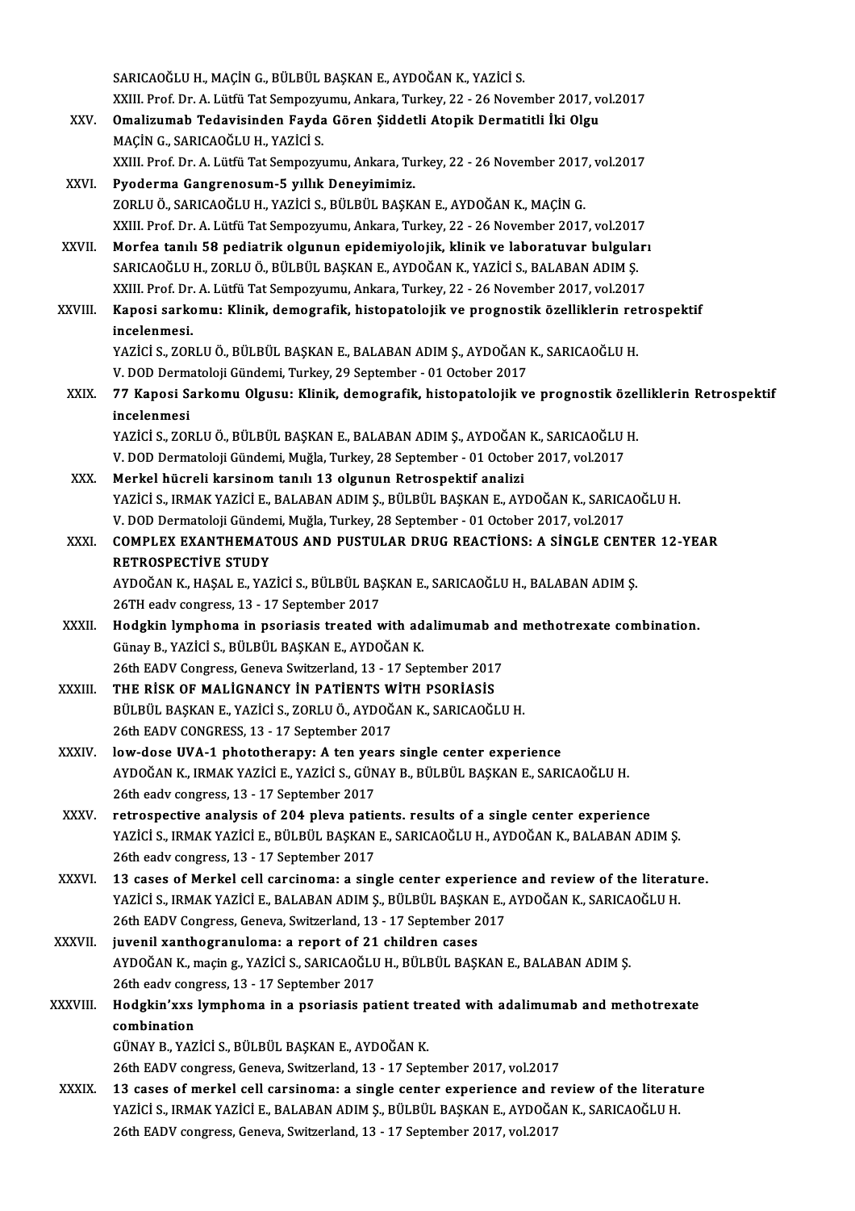SARICAOĞLU H., MAÇİN G., BÜLBÜL BAŞKAN E., AYDOĞAN K., YAZİCİ S.
XXIII. Prof. Dr. A. Lütfü Tat Sempozyumu, Ankara, Turkey, 22 - 26 November 2017, vol.2017

XXV. **Omalizumab Tedavisinden Fayda Gören Şiddetli Atopik Dermatitli İki Olgu**
MAÇİN G., SARICAOĞLU H., YAZİCİ S.
XXIII. Prof. Dr. A. Lütfü Tat Sempozyumu, Ankara, Turkey, 22 - 26 November 2017, vol.2017

XXVI. **Pyoderma Gangrenosum-5 yıllık Deneyimimiz.**
ZORLU Ö., SARICAOĞLU H., YAZİCİ S., BÜLBÜL BAŞKAN E., AYDOĞAN K., MAÇİN G.
XXIII. Prof. Dr. A. Lütfü Tat Sempozyumu, Ankara, Turkey, 22 - 26 November 2017, vol.2017

XXVII. **Morfea tanılı 58 pediatrik olgunun epidemiyolojik, klinik ve laboratuvar bulguları**
SARICAOĞLU H., ZORLU Ö., BÜLBÜL BAŞKAN E., AYDOĞAN K., YAZİCİ S., BALABAN ADIM Ş.
XXIII. Prof. Dr. A. Lütfü Tat Sempozyumu, Ankara, Turkey, 22 - 26 November 2017, vol.2017

XXVIII. **Kaposi sarkomu: Klinik, demografik, histopatolojik ve prognostik özelliklerin retrospektif incelenmesi.**
YAZİCİ S., ZORLU Ö., BÜLBÜL BAŞKAN E., BALABAN ADIM Ş., AYDOĞAN K., SARICAOĞLU H.
V. DOD Dermatoloji Gündemi, Turkey, 29 September - 01 October 2017

XXIX. **77 Kaposi Sarkomu Olgusu: Klinik, demografik, histopatolojik ve prognostik özelliklerin Retrospektif incelenmesi**
YAZİCİ S., ZORLU Ö., BÜLBÜL BAŞKAN E., BALABAN ADIM Ş., AYDOĞAN K., SARICAOĞLU H.
V. DOD Dermatoloji Gündemi, Muğla, Turkey, 28 September - 01 October 2017, vol.2017

XXX. **Merkel hücreli karsinom tanılı 13 olgunun Retrospektif analizi**
YAZİCİ S., IRMAK YAZİCİ E., BALABAN ADIM Ş., BÜLBÜL BAŞKAN E., AYDOĞAN K., SARICAOĞLU H.
V. DOD Dermatoloji Gündemi, Muğla, Turkey, 28 September - 01 October 2017, vol.2017

XXXI. **COMPLEX EXANTHEMATOUS AND PUSTULAR DRUG REACTİONS: A SİNGLE CENTER 12-YEAR RETROSPECTİVE STUDY**
AYDOĞAN K., HAŞAL E., YAZİCİ S., BÜLBÜL BAŞKAN E., SARICAOĞLU H., BALABAN ADIM Ş.
26TH eadv congress, 13 - 17 September 2017

XXXII. **Hodgkin lymphoma in psoriasis treated with adalimumab and methotrexate combination.**
Günay B., YAZİCİ S., BÜLBÜL BAŞKAN E., AYDOĞAN K.
26th EADV Congress, Geneva Switzerland, 13 - 17 September 2017

XXXIII. **THE RİSK OF MALİGNANCY İN PATİENTS WİTH PSORİASİS**
BÜLBÜL BAŞKAN E., YAZİCİ S., ZORLU Ö., AYDOĞAN K., SARICAOĞLU H.
26th EADV CONGRESS, 13 - 17 September 2017

XXXIV. **low-dose UVA-1 phototherapy: A ten years single center experience**
AYDOĞAN K., IRMAK YAZİCİ E., YAZİCİ S., GÜNAY B., BÜLBÜL BAŞKAN E., SARICAOĞLU H.
26th eadv congress, 13 - 17 September 2017

XXXV. **retrospective analysis of 204 pleva patients. results of a single center experience**
YAZİCİ S., IRMAK YAZİCİ E., BÜLBÜL BAŞKAN E., SARICAOĞLU H., AYDOĞAN K., BALABAN ADIM Ş.
26th eadv congress, 13 - 17 September 2017

XXXVI. **13 cases of Merkel cell carcinoma: a single center experience and review of the literature.**
YAZİCİ S., IRMAK YAZİCİ E., BALABAN ADIM Ş., BÜLBÜL BAŞKAN E., AYDOĞAN K., SARICAOĞLU H.
26th EADV Congress, Geneva, Switzerland, 13 - 17 September 2017

XXXVII. **juvenil xanthogranuloma: a report of 21 children cases**
AYDOĞAN K., maçin g., YAZİCİ S., SARICAOĞLU H., BÜLBÜL BAŞKAN E., BALABAN ADIM Ş.
26th eadv congress, 13 - 17 September 2017

XXXVIII. **Hodgkin'xxs lymphoma in a psoriasis patient treated with adalimumab and methotrexate combination**
GÜNAY B., YAZİCİ S., BÜLBÜL BAŞKAN E., AYDOĞAN K.
26th EADV congress, Geneva, Switzerland, 13 - 17 September 2017, vol.2017

XXXIX. **13 cases of merkel cell carsinoma: a single center experience and review of the literature**
YAZİCİ S., IRMAK YAZİCİ E., BALABAN ADIM Ş., BÜLBÜL BAŞKAN E., AYDOĞAN K., SARICAOĞLU H.
26th EADV congress, Geneva, Switzerland, 13 - 17 September 2017, vol.2017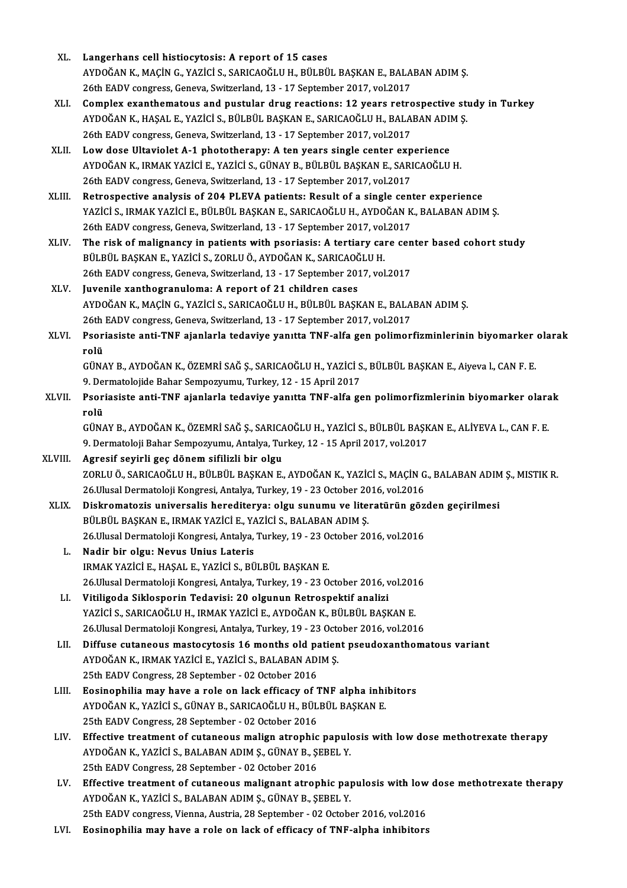XL. **Langerhans cell histiocytosis: A report of 15 cases**
AYDOĞAN K., MAÇİN G., YAZİCİ S., SARICAOĞLU H., BÜLBÜL BAŞKAN E., BALABAN ADIM Ş.
26th EADV congress, Geneva, Switzerland, 13 - 17 September 2017, vol.2017

XLI. **Complex exanthematous and pustular drug reactions: 12 years retrospective study in Turkey**
AYDOĞAN K., HAŞAL E., YAZİCİ S., BÜLBÜL BAŞKAN E., SARICAOĞLU H., BALABAN ADIM Ş.
26th EADV congress, Geneva, Switzerland, 13 - 17 September 2017, vol.2017

XLII. **Low dose Ultaviolet A-1 phototherapy: A ten years single center experience**
AYDOĞAN K., IRMAK YAZİCİ E., YAZİCİ S., GÜNAY B., BÜLBÜL BAŞKAN E., SARICAOĞLU H.
26th EADV congress, Geneva, Switzerland, 13 - 17 September 2017, vol.2017

XLIII. **Retrospective analysis of 204 PLEVA patients: Result of a single center experience**
YAZİCİ S., IRMAK YAZİCİ E., BÜLBÜL BAŞKAN E., SARICAOĞLU H., AYDOĞAN K., BALABAN ADIM Ş.
26th EADV congress, Geneva, Switzerland, 13 - 17 September 2017, vol.2017

XLIV. **The risk of malignancy in patients with psoriasis: A tertiary care center based cohort study**
BÜLBÜL BAŞKAN E., YAZİCİ S., ZORLU Ö., AYDOĞAN K., SARICAOĞLU H.
26th EADV congress, Geneva, Switzerland, 13 - 17 September 2017, vol.2017

XLV. **Juvenile xanthogranuloma: A report of 21 children cases**
AYDOĞAN K., MAÇİN G., YAZİCİ S., SARICAOĞLU H., BÜLBÜL BAŞKAN E., BALABAN ADIM Ş.
26th EADV congress, Geneva, Switzerland, 13 - 17 September 2017, vol.2017

XLVI. **Psoriasiste anti-TNF ajanlarla tedaviye yanıtta TNF-alfa gen polimorfizminlerinin biyomarker olarak rolü**
GÜNAY B., AYDOĞAN K., ÖZEMRİ SAĞ Ş., SARICAOĞLU H., YAZİCİ S., BÜLBÜL BAŞKAN E., Aiyeva l., CAN F. E.
9. Dermatolojide Bahar Sempozyumu, Turkey, 12 - 15 April 2017

XLVII. **Psoriasiste anti-TNF ajanlarla tedaviye yanıtta TNF-alfa gen polimorfizmlerinin biyomarker olarak rolü**
GÜNAY B., AYDOĞAN K., ÖZEMRİ SAĞ Ş., SARICAOĞLU H., YAZİCİ S., BÜLBÜL BAŞKAN E., ALİYEVA L., CAN F. E.
9. Dermatoloji Bahar Sempozyumu, Antalya, Turkey, 12 - 15 April 2017, vol.2017

XLVIII. **Agresif seyirli geç dönem sifilizli bir olgu**
ZORLU Ö., SARICAOĞLU H., BÜLBÜL BAŞKAN E., AYDOĞAN K., YAZİCİ S., MAÇİN G., BALABAN ADIM Ş., MISTIK R.
26.Ulusal Dermatoloji Kongresi, Antalya, Turkey, 19 - 23 October 2016, vol.2016

XLIX. **Diskromatozis universalis herediterya: olgu sunumu ve literatürün gözden geçirilmesi**
BÜLBÜL BAŞKAN E., IRMAK YAZİCİ E., YAZİCİ S., BALABAN ADIM Ş.
26.Ulusal Dermatoloji Kongresi, Antalya, Turkey, 19 - 23 October 2016, vol.2016

L. **Nadir bir olgu: Nevus Unius Lateris**
IRMAK YAZİCİ E., HAŞAL E., YAZİCİ S., BÜLBÜL BAŞKAN E.
26.Ulusal Dermatoloji Kongresi, Antalya, Turkey, 19 - 23 October 2016, vol.2016

LI. **Vitiligoda Siklosporin Tedavisi: 20 olgunun Retrospektif analizi**
YAZİCİ S., SARICAOĞLU H., IRMAK YAZİCİ E., AYDOĞAN K., BÜLBÜL BAŞKAN E.
26.Ulusal Dermatoloji Kongresi, Antalya, Turkey, 19 - 23 October 2016, vol.2016

LII. **Diffuse cutaneous mastocytosis 16 months old patient pseudoxanthomatous variant**
AYDOĞAN K., IRMAK YAZİCİ E., YAZİCİ S., BALABAN ADIM Ş.
25th EADV Congress, 28 September - 02 October 2016

LIII. **Eosinophilia may have a role on lack efficacy of TNF alpha inhibitors**
AYDOĞAN K., YAZİCİ S., GÜNAY B., SARICAOĞLU H., BÜLBÜL BAŞKAN E.
25th EADV Congress, 28 September - 02 October 2016

LIV. **Effective treatment of cutaneous malign atrophic papulosis with low dose methotrexate therapy**
AYDOĞAN K., YAZİCİ S., BALABAN ADIM Ş., GÜNAY B., ŞEBEL Y.
25th EADV Congress, 28 September - 02 October 2016

LV. **Effective treatment of cutaneous malignant atrophic papulosis with low dose methotrexate therapy**
AYDOĞAN K., YAZİCİ S., BALABAN ADIM Ş., GÜNAY B., ŞEBEL Y.
25th EADV congress, Vienna, Austria, 28 September - 02 October 2016, vol.2016

LVI. **Eosinophilia may have a role on lack of efficacy of TNF-alpha inhibitors**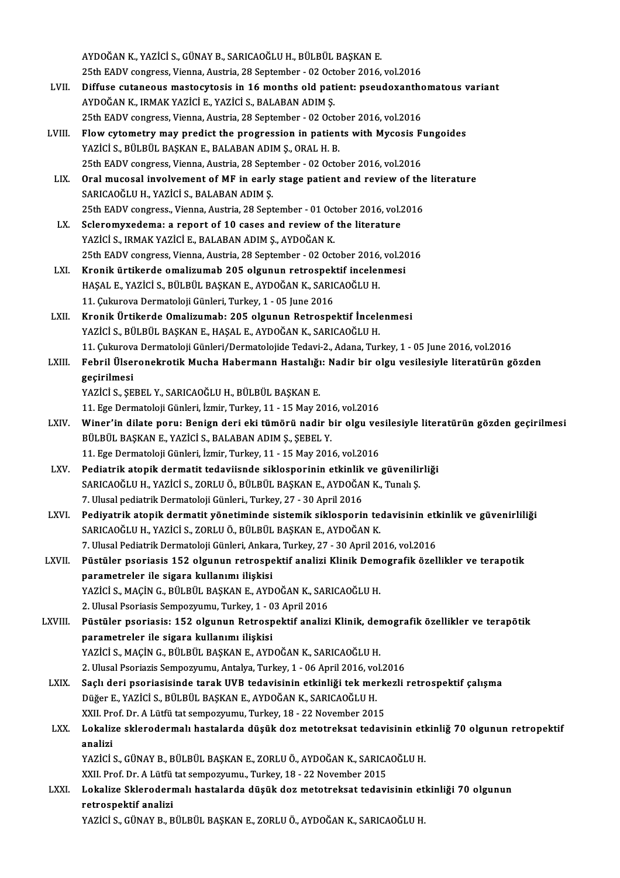AYDOĞAN K., YAZİCİ S., GÜNAY B., SARICAOĞLU H., BÜLBÜL BAŞKAN E.
25th EADV congress, Vienna, Austria, 28 September - 02 October 2016, vol.2016

LVII. **Diffuse cutaneous mastocytosis in 16 months old patient: pseudoxanthomatous variant**
AYDOĞAN K., IRMAK YAZİCİ E., YAZİCİ S., BALABAN ADIM Ş.
25th EADV congress, Vienna, Austria, 28 September - 02 October 2016, vol.2016

LVIII. **Flow cytometry may predict the progression in patients with Mycosis Fungoides**
YAZİCİ S., BÜLBÜL BAŞKAN E., BALABAN ADIM Ş., ORAL H. B.
25th EADV congress, Vienna, Austria, 28 September - 02 October 2016, vol.2016

LIX. **Oral mucosal involvement of MF in early stage patient and review of the literature**
SARICAOĞLU H., YAZİCİ S., BALABAN ADIM Ş.
25th EADV congress., Vienna, Austria, 28 September - 01 October 2016, vol.2016

LX. **Scleromyxedema: a report of 10 cases and review of the literature**
YAZİCİ S., IRMAK YAZİCİ E., BALABAN ADIM Ş., AYDOĞAN K.
25th EADV congress, Vienna, Austria, 28 September - 02 October 2016, vol.2016

LXI. **Kronik ürtikerde omalizumab 205 olgunun retrospektif incelenmesi**
HAŞAL E., YAZİCİ S., BÜLBÜL BAŞKAN E., AYDOĞAN K., SARICAOĞLU H.
11. Çukurova Dermatoloji Günleri, Turkey, 1 - 05 June 2016

LXII. **Kronik Ürtikerde Omalizumab: 205 olgunun Retrospektif İncelenmesi**
YAZİCİ S., BÜLBÜL BAŞKAN E., HAŞAL E., AYDOĞAN K., SARICAOĞLU H.
11. Çukurova Dermatoloji Günleri/Dermatolojide Tedavi-2., Adana, Turkey, 1 - 05 June 2016, vol.2016

LXIII. **Febril Ülseronekrotik Mucha Habermann Hastalığı: Nadir bir olgu vesilesiyle literatürün gözden geçirilmesi**
YAZİCİ S., ŞEBEL Y., SARICAOĞLU H., BÜLBÜL BAŞKAN E.
11. Ege Dermatoloji Günleri, İzmir, Turkey, 11 - 15 May 2016, vol.2016

LXIV. **Winer'in dilate poru: Benign deri eki tümörü nadir bir olgu vesilesiyle literatürün gözden geçirilmesi**
BÜLBÜL BAŞKAN E., YAZİCİ S., BALABAN ADIM Ş., ŞEBEL Y.
11. Ege Dermatoloji Günleri, İzmir, Turkey, 11 - 15 May 2016, vol.2016

LXV. **Pediatrik atopik dermatit tedaviisnde siklosporinin etkinlik ve güvenilirliği**
SARICAOĞLU H., YAZİCİ S., ZORLU Ö., BÜLBÜL BAŞKAN E., AYDOĞAN K., Tunalı Ş.
7. Ulusal pediatrik Dermatoloji Günleri., Turkey, 27 - 30 April 2016

LXVI. **Pediyatrik atopik dermatit yönetiminde sistemik siklosporin tedavisinin etkinlik ve güvenirliliği**
SARICAOĞLU H., YAZİCİ S., ZORLU Ö., BÜLBÜL BAŞKAN E., AYDOĞAN K.
7. Ulusal Pediatrik Dermatoloji Günleri, Ankara, Turkey, 27 - 30 April 2016, vol.2016

LXVII. **Püstüler psoriasis 152 olgunun retrospektif analizi Klinik Demografik özellikler ve terapotik parametreler ile sigara kullanımı ilişkisi**
YAZİCİ S., MAÇİN G., BÜLBÜL BAŞKAN E., AYDOĞAN K., SARICAOĞLU H.
2. Ulusal Psoriasis Sempozyumu, Turkey, 1 - 03 April 2016

LXVIII. **Püstüler psoriasis: 152 olgunun Retrospektif analizi Klinik, demografik özellikler ve terapötik parametreler ile sigara kullanımı ilişkisi**
YAZİCİ S., MAÇİN G., BÜLBÜL BAŞKAN E., AYDOĞAN K., SARICAOĞLU H.
2. Ulusal Psoriazis Sempozyumu, Antalya, Turkey, 1 - 06 April 2016, vol.2016

LXIX. **Saçlı deri psoriasisinde tarak UVB tedavisinin etkinliği tek merkezli retrospektif çalışma**
Düğer E., YAZİCİ S., BÜLBÜL BAŞKAN E., AYDOĞAN K., SARICAOĞLU H.
XXII. Prof. Dr. A Lütfü tat sempozyumu, Turkey, 18 - 22 November 2015

LXX. **Lokalize sklerodermalı hastalarda düşük doz metotreksat tedavisinin etkinliğ 70 olgunun retropektif analizi**
YAZİCİ S., GÜNAY B., BÜLBÜL BAŞKAN E., ZORLU Ö., AYDOĞAN K., SARICAOĞLU H.
XXII. Prof. Dr. A Lütfü tat sempozyumu., Turkey, 18 - 22 November 2015

LXXI. **Lokalize Sklerodermalı hastalarda düşük doz metotreksat tedavisinin etkinliği 70 olgunun retrospektif analizi**
YAZİCİ S., GÜNAY B., BÜLBÜL BAŞKAN E., ZORLU Ö., AYDOĞAN K., SARICAOĞLU H.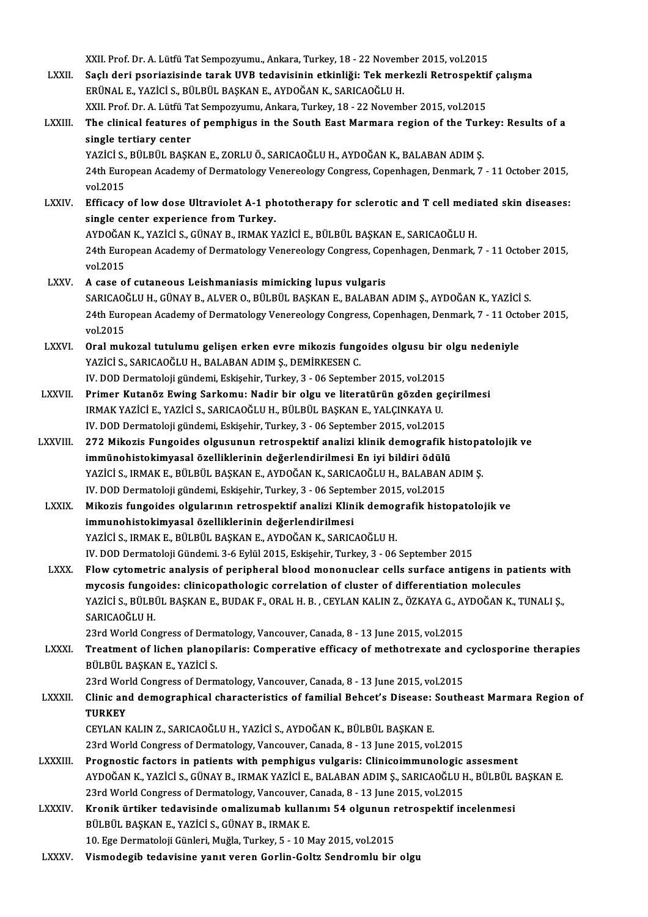XXII. Prof. Dr. A. Lütfü Tat Sempozyumu., Ankara, Turkey, 18 - 22 November 2015, vol.2015

LXXII. **Saçlı deri psoriazisinde tarak UVB tedavisinin etkinliği: Tek merkezli Retrospektif çalışma**
ERÜNAL E., YAZİCİ S., BÜLBÜL BAŞKAN E., AYDOĞAN K., SARICAOĞLU H.
XXII. Prof. Dr. A. Lütfü Tat Sempozyumu, Ankara, Turkey, 18 - 22 November 2015, vol.2015

LXXIII. **The clinical features of pemphigus in the South East Marmara region of the Turkey: Results of a single tertiary center**
YAZİCİ S., BÜLBÜL BAŞKAN E., ZORLU Ö., SARICAOĞLU H., AYDOĞAN K., BALABAN ADIM Ş.
24th European Academy of Dermatology Venereology Congress, Copenhagen, Denmark, 7 - 11 October 2015, vol.2015

LXXIV. **Efficacy of low dose Ultraviolet A-1 phototherapy for sclerotic and T cell mediated skin diseases: single center experience from Turkey.**
AYDOĞAN K., YAZİCİ S., GÜNAY B., IRMAK YAZİCİ E., BÜLBÜL BAŞKAN E., SARICAOĞLU H.
24th European Academy of Dermatology Venereology Congress, Copenhagen, Denmark, 7 - 11 October 2015, vol.2015

LXXV. **A case of cutaneous Leishmaniasis mimicking lupus vulgaris**
SARICAOĞLU H., GÜNAY B., ALVER O., BÜLBÜL BAŞKAN E., BALABAN ADIM Ş., AYDOĞAN K., YAZİCİ S.
24th European Academy of Dermatology Venereology Congress, Copenhagen, Denmark, 7 - 11 October 2015, vol.2015

LXXVI. **Oral mukozal tutulumu gelişen erken evre mikozis fungoides olgusu bir olgu nedeniyle**
YAZİCİ S., SARICAOĞLU H., BALABAN ADIM Ş., DEMİRKESEN C.
IV. DOD Dermatoloji gündemi, Eskişehir, Turkey, 3 - 06 September 2015, vol.2015

LXXVII. **Primer Kutanöz Ewing Sarkomu: Nadir bir olgu ve literatürün gözden geçirilmesi**
IRMAK YAZİCİ E., YAZİCİ S., SARICAOĞLU H., BÜLBÜL BAŞKAN E., YALÇINKAYA U.
IV. DOD Dermatoloji gündemi, Eskişehir, Turkey, 3 - 06 September 2015, vol.2015

LXXVIII. **272 Mikozis Fungoides olgusunun retrospektif analizi klinik demografik histopatolojik ve immünohistokimyasal özelliklerinin değerlendirilmesi En iyi bildiri ödülü**
YAZİCİ S., IRMAK E., BÜLBÜL BAŞKAN E., AYDOĞAN K., SARICAOĞLU H., BALABAN ADIM Ş.
IV. DOD Dermatoloji gündemi, Eskişehir, Turkey, 3 - 06 September 2015, vol.2015

LXXIX. **Mikozis fungoides olgularının retrospektif analizi Klinik demografik histopatolojik ve immunohistokimyasal özelliklerinin değerlendirilmesi**
YAZİCİ S., IRMAK E., BÜLBÜL BAŞKAN E., AYDOĞAN K., SARICAOĞLU H.
IV. DOD Dermatoloji Gündemi. 3-6 Eylül 2015, Eskişehir, Turkey, 3 - 06 September 2015

LXXX. **Flow cytometric analysis of peripheral blood mononuclear cells surface antigens in patients with mycosis fungoides: clinicopathologic correlation of cluster of differentiation molecules**
YAZİCİ S., BÜLBÜL BAŞKAN E., BUDAK F., ORAL H. B. , CEYLAN KALIN Z., ÖZKAYA G., AYDOĞAN K., TUNALI Ş., SARICAOĞLU H.
23rd World Congress of Dermatology, Vancouver, Canada, 8 - 13 June 2015, vol.2015

LXXXI. **Treatment of lichen planopilaris: Comperative efficacy of methotrexate and cyclosporine therapies**
BÜLBÜL BAŞKAN E., YAZİCİ S.
23rd World Congress of Dermatology, Vancouver, Canada, 8 - 13 June 2015, vol.2015

LXXXII. **Clinic and demographical characteristics of familial Behcet's Disease: Southeast Marmara Region of TURKEY**
CEYLAN KALIN Z., SARICAOĞLU H., YAZİCİ S., AYDOĞAN K., BÜLBÜL BAŞKAN E.
23rd World Congress of Dermatology, Vancouver, Canada, 8 - 13 June 2015, vol.2015

LXXXIII. **Prognostic factors in patients with pemphigus vulgaris: Clinicoimmunologic assesment**
AYDOĞAN K., YAZİCİ S., GÜNAY B., IRMAK YAZİCİ E., BALABAN ADIM Ş., SARICAOĞLU H., BÜLBÜL BAŞKAN E.
23rd World Congress of Dermatology, Vancouver, Canada, 8 - 13 June 2015, vol.2015

LXXXIV. **Kronik ürtiker tedavisinde omalizumab kullanımı 54 olgunun retrospektif incelenmesi**
BÜLBÜL BAŞKAN E., YAZİCİ S., GÜNAY B., IRMAK E.
10. Ege Dermatoloji Günleri, Muğla, Turkey, 5 - 10 May 2015, vol.2015

LXXXV. **Vismodegib tedavisine yanıt veren Gorlin-Goltz Sendromlu bir olgu**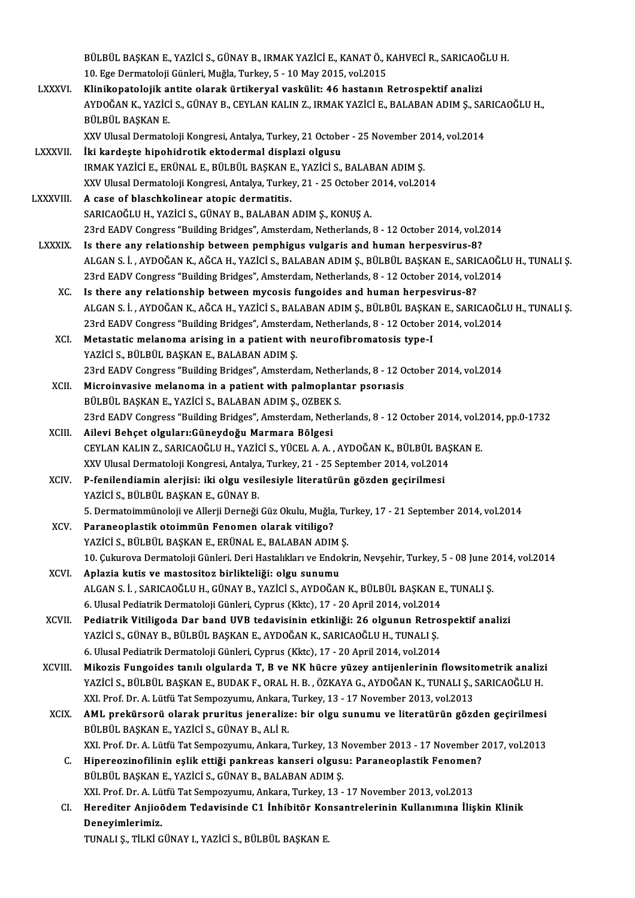BÜLBÜL BAŞKAN E., YAZİCİ S., GÜNAY B., IRMAK YAZİCİ E., KANAT Ö., KAHVECİ R., SARICAOĞLU H.
10. Ege Dermatoloji Günleri, Muğla, Turkey, 5 - 10 May 2015, vol.2015

LXXXVI. **Klinikopatolojik antite olarak ürtikeryal vaskülit: 46 hastanın Retrospektif analizi**
AYDOĞAN K., YAZİCİ S., GÜNAY B., CEYLAN KALIN Z., IRMAK YAZİCİ E., BALABAN ADIM Ş., SARICAOĞLU H., BÜLBÜL BAŞKAN E.
XXV Ulusal Dermatoloji Kongresi, Antalya, Turkey, 21 October - 25 November 2014, vol.2014

LXXXVII. **İki kardeşte hipohidrotik ektodermal displazi olgusu**
IRMAK YAZİCİ E., ERÜNAL E., BÜLBÜL BAŞKAN E., YAZİCİ S., BALABAN ADIM Ş.
XXV Ulusal Dermatoloji Kongresi, Antalya, Turkey, 21 - 25 October 2014, vol.2014

LXXXVIII. **A case of blaschkolinear atopic dermatitis.**
SARICAOĞLU H., YAZİCİ S., GÜNAY B., BALABAN ADIM Ş., KONUŞ A.
23rd EADV Congress "Building Bridges", Amsterdam, Netherlands, 8 - 12 October 2014, vol.2014

LXXXIX. **Is there any relationship between pemphigus vulgaris and human herpesvirus-8?**
ALGAN S. İ. , AYDOĞAN K., AĞCA H., YAZİCİ S., BALABAN ADIM Ş., BÜLBÜL BAŞKAN E., SARICAOĞLU H., TUNALI Ş.
23rd EADV Congress "Building Bridges", Amsterdam, Netherlands, 8 - 12 October 2014, vol.2014

XC. **Is there any relationship between mycosis fungoides and human herpesvirus-8?**
ALGAN S. İ. , AYDOĞAN K., AĞCA H., YAZİCİ S., BALABAN ADIM Ş., BÜLBÜL BAŞKAN E., SARICAOĞLU H., TUNALI Ş.
23rd EADV Congress "Building Bridges", Amsterdam, Netherlands, 8 - 12 October 2014, vol.2014

XCI. **Metastatic melanoma arising in a patient with neurofibromatosis type-I**
YAZİCİ S., BÜLBÜL BAŞKAN E., BALABAN ADIM Ş.
23rd EADV Congress "Building Bridges", Amsterdam, Netherlands, 8 - 12 October 2014, vol.2014

XCII. **Microinvasive melanoma in a patient with palmoplantar psorıasis**
BÜLBÜL BAŞKAN E., YAZİCİ S., BALABAN ADIM Ş., OZBEK S.
23rd EADV Congress "Building Bridges", Amsterdam, Netherlands, 8 - 12 October 2014, vol.2014, pp.0-1732

XCIII. **Ailevi Behçet olguları:Güneydoğu Marmara Bölgesi**
CEYLAN KALIN Z., SARICAOĞLU H., YAZİCİ S., YÜCEL A. A. , AYDOĞAN K., BÜLBÜL BAŞKAN E.
XXV Ulusal Dermatoloji Kongresi, Antalya, Turkey, 21 - 25 September 2014, vol.2014

XCIV. **P-fenilendiamin alerjisi: iki olgu vesilesiyle literatürün gözden geçirilmesi**
YAZİCİ S., BÜLBÜL BAŞKAN E., GÜNAY B.
5. Dermatoimmünoloji ve Allerji Derneği Güz Okulu, Muğla, Turkey, 17 - 21 September 2014, vol.2014

XCV. **Paraneoplastik otoimmün Fenomen olarak vitiligo?**
YAZİCİ S., BÜLBÜL BAŞKAN E., ERÜNAL E., BALABAN ADIM Ş.
10. Çukurova Dermatoloji Günleri. Deri Hastalıkları ve Endokrin, Nevşehir, Turkey, 5 - 08 June 2014, vol.2014

XCVI. **Aplazia kutis ve mastositoz birlikteliği: olgu sunumu**
ALGAN S. İ. , SARICAOĞLU H., GÜNAY B., YAZİCİ S., AYDOĞAN K., BÜLBÜL BAŞKAN E., TUNALI Ş.
6. Ulusal Pediatrik Dermatoloji Günleri, Cyprus (Kktc), 17 - 20 April 2014, vol.2014

XCVII. **Pediatrik Vitiligoda Dar band UVB tedavisinin etkinliği: 26 olgunun Retrospektif analizi**
YAZİCİ S., GÜNAY B., BÜLBÜL BAŞKAN E., AYDOĞAN K., SARICAOĞLU H., TUNALI Ş.
6. Ulusal Pediatrik Dermatoloji Günleri, Cyprus (Kktc), 17 - 20 April 2014, vol.2014

XCVIII. **Mikozis Fungoides tanılı olgularda T, B ve NK hücre yüzey antijenlerinin flowsitometrik analizi**
YAZİCİ S., BÜLBÜL BAŞKAN E., BUDAK F., ORAL H. B. , ÖZKAYA G., AYDOĞAN K., TUNALI Ş., SARICAOĞLU H.
XXI. Prof. Dr. A. Lütfü Tat Sempozyumu, Ankara, Turkey, 13 - 17 November 2013, vol.2013

XCIX. **AML prekürsorü olarak pruritus jeneralize: bir olgu sunumu ve literatürün gözden geçirilmesi**
BÜLBÜL BAŞKAN E., YAZİCİ S., GÜNAY B., ALİ R.
XXI. Prof. Dr. A. Lütfü Tat Sempozyumu, Ankara, Turkey, 13 November 2013 - 17 November 2017, vol.2013

C. **Hipereozinofilinin eşlik ettiği pankreas kanseri olgusu: Paraneoplastik Fenomen?**
BÜLBÜL BAŞKAN E., YAZİCİ S., GÜNAY B., BALABAN ADIM Ş.
XXI. Prof. Dr. A. Lütfü Tat Sempozyumu, Ankara, Turkey, 13 - 17 November 2013, vol.2013

CI. **Herediter Anjioödem Tedavisinde C1 İnhibitör Konsantrelerinin Kullanımına İlişkin Klinik Deneyimlerimiz.**
TUNALI Ş., TİLKİ GÜNAY I., YAZİCİ S., BÜLBÜL BAŞKAN E.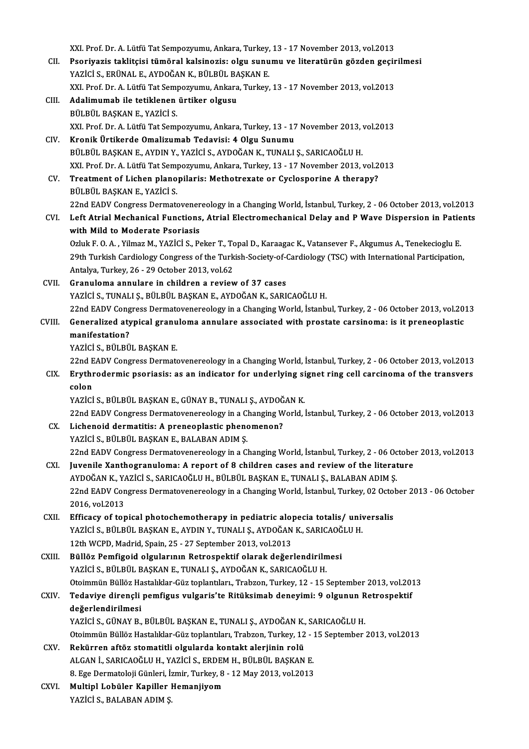XXI. Prof. Dr. A. Lütfü Tat Sempozyumu, Ankara, Turkey, 13 - 17 November 2013, vol.2013

CII. **Psoriyazis taklitçisi tümöral kalsinozis: olgu sunumu ve literatürün gözden geçirilmesi**
YAZİCİ S., ERÜNAL E., AYDOĞAN K., BÜLBÜL BAŞKAN E.
XXI. Prof. Dr. A. Lütfü Tat Sempozyumu, Ankara, Turkey, 13 - 17 November 2013, vol.2013

CIII. **Adalimumab ile tetiklenen ürtiker olgusu**
BÜLBÜL BAŞKAN E., YAZİCİ S.
XXI. Prof. Dr. A. Lütfü Tat Sempozyumu, Ankara, Turkey, 13 - 17 November 2013, vol.2013

CIV. **Kronik Ürtikerde Omalizumab Tedavisi: 4 Olgu Sunumu**
BÜLBÜL BAŞKAN E., AYDIN Y., YAZİCİ S., AYDOĞAN K., TUNALI Ş., SARICAOĞLU H.
XXI. Prof. Dr. A. Lütfü Tat Sempozyumu, Ankara, Turkey, 13 - 17 November 2013, vol.2013

CV. **Treatment of Lichen planopilaris: Methotrexate or Cyclosporine A therapy?**
BÜLBÜL BAŞKAN E., YAZİCİ S.
22nd EADV Congress Dermatovenereology in a Changing World, İstanbul, Turkey, 2 - 06 October 2013, vol.2013

CVI. **Left Atrial Mechanical Functions, Atrial Electromechanical Delay and P Wave Dispersion in Patients with Mild to Moderate Psoriasis**
Ozluk F. O. A. , Yilmaz M., YAZİCİ S., Peker T., Topal D., Karaagac K., Vatansever F., Akgumus A., Tenekecioglu E.
29th Turkish Cardiology Congress of the Turkish-Society-of-Cardiology (TSC) with International Participation, Antalya, Turkey, 26 - 29 October 2013, vol.62

CVII. **Granuloma annulare in children a review of 37 cases**
YAZİCİ S., TUNALI Ş., BÜLBÜL BAŞKAN E., AYDOĞAN K., SARICAOĞLU H.
22nd EADV Congress Dermatovenereology in a Changing World, İstanbul, Turkey, 2 - 06 October 2013, vol.2013

CVIII. **Generalized atypical granuloma annulare associated with prostate carsinoma: is it preneoplastic manifestation?**
YAZİCİ S., BÜLBÜL BAŞKAN E.
22nd EADV Congress Dermatovenereology in a Changing World, İstanbul, Turkey, 2 - 06 October 2013, vol.2013

CIX. **Erythrodermic psoriasis: as an indicator for underlying signet ring cell carcinoma of the transvers colon**
YAZİCİ S., BÜLBÜL BAŞKAN E., GÜNAY B., TUNALI Ş., AYDOĞAN K.
22nd EADV Congress Dermatovenereology in a Changing World, İstanbul, Turkey, 2 - 06 October 2013, vol.2013

CX. **Lichenoid dermatitis: A preneoplastic phenomenon?**
YAZİCİ S., BÜLBÜL BAŞKAN E., BALABAN ADIM Ş.
22nd EADV Congress Dermatovenereology in a Changing World, İstanbul, Turkey, 2 - 06 October 2013, vol.2013

CXI. **Juvenile Xanthogranuloma: A report of 8 children cases and review of the literature**
AYDOĞAN K., YAZİCİ S., SARICAOĞLU H., BÜLBÜL BAŞKAN E., TUNALI Ş., BALABAN ADIM Ş.
22nd EADV Congress Dermatovenereology in a Changing World, İstanbul, Turkey, 02 October 2013 - 06 October 2016, vol.2013

CXII. **Efficacy of topical photochemotherapy in pediatric alopecia totalis/ universalis**
YAZİCİ S., BÜLBÜL BAŞKAN E., AYDIN Y., TUNALI Ş., AYDOĞAN K., SARICAOĞLU H.
12th WCPD, Madrid, Spain, 25 - 27 September 2013, vol.2013

CXIII. **Büllöz Pemfigoid olgularının Retrospektif olarak değerlendirilmesi**
YAZİCİ S., BÜLBÜL BAŞKAN E., TUNALI Ş., AYDOĞAN K., SARICAOĞLU H.
Otoimmün Büllöz Hastalıklar-Güz toplantıları, Trabzon, Turkey, 12 - 15 September 2013, vol.2013

CXIV. **Tedaviye dirençli pemfigus vulgaris'te Ritüksimab deneyimi: 9 olgunun Retrospektif değerlendirilmesi**
YAZİCİ S., GÜNAY B., BÜLBÜL BAŞKAN E., TUNALI Ş., AYDOĞAN K., SARICAOĞLU H.
Otoimmün Büllöz Hastalıklar-Güz toplantıları, Trabzon, Turkey, 12 - 15 September 2013, vol.2013

CXV. **Rekürren aftöz stomatitli olgularda kontakt alerjinin rolü**
ALGAN İ., SARICAOĞLU H., YAZİCİ S., ERDEM H., BÜLBÜL BAŞKAN E.
8. Ege Dermatoloji Günleri, İzmir, Turkey, 8 - 12 May 2013, vol.2013

CXVI. **Multipl Lobüler Kapiller Hemanjiyom**
YAZİCİ S., BALABAN ADIM Ş.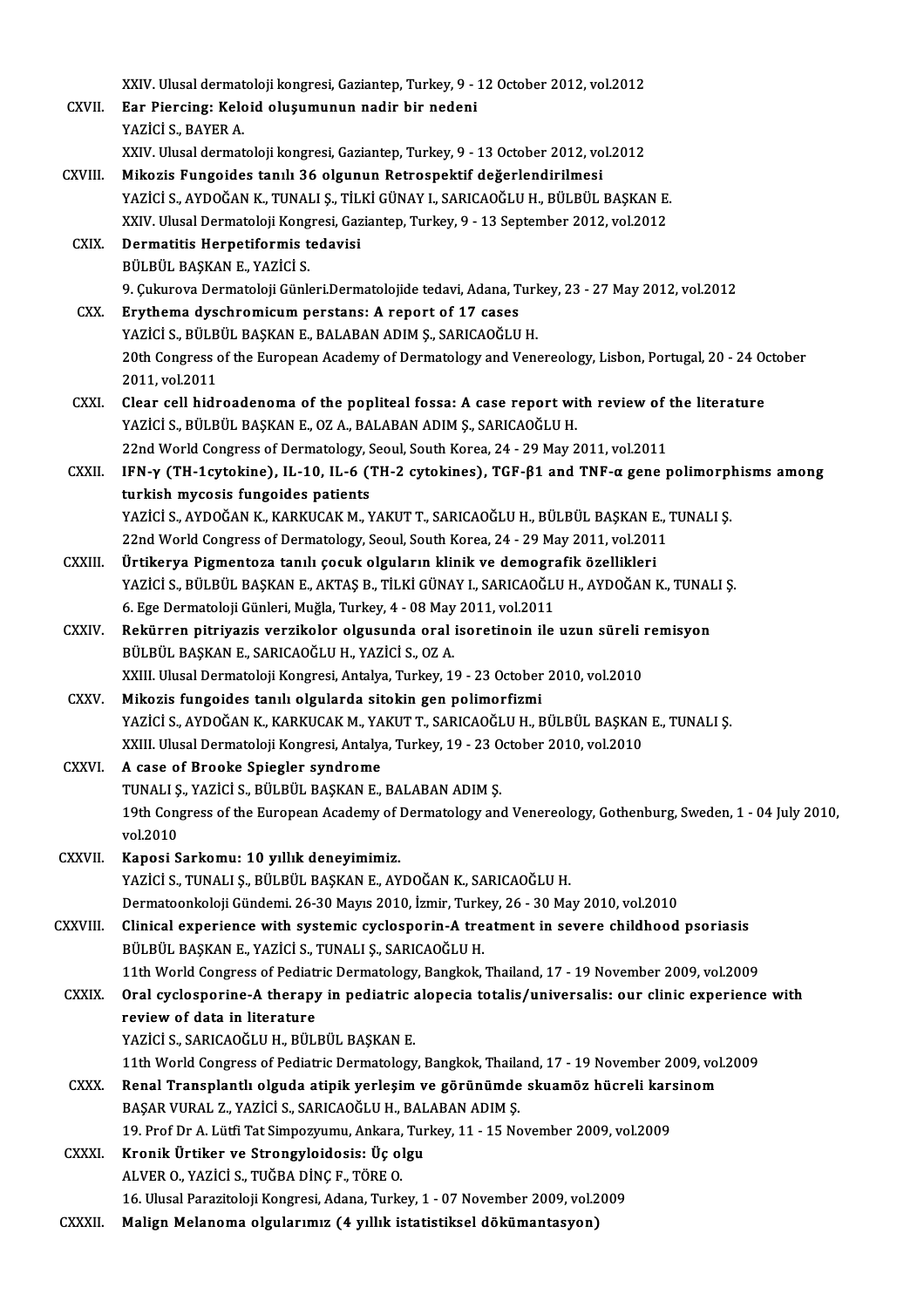XXIV. Ulusal dermatoloji kongresi, Gaziantep, Turkey, 9 - 12 October 2012, vol.2012

CXVII. **Ear Piercing: Keloid oluşumunun nadir bir nedeni**
YAZİCİ S., BAYER A.
XXIV. Ulusal dermatoloji kongresi, Gaziantep, Turkey, 9 - 13 October 2012, vol.2012

CXVIII. **Mikozis Fungoides tanılı 36 olgunun Retrospektif değerlendirilmesi**
YAZİCİ S., AYDOĞAN K., TUNALI Ş., TİLKİ GÜNAY I., SARICAOĞLU H., BÜLBÜL BAŞKAN E.
XXIV. Ulusal Dermatoloji Kongresi, Gaziantep, Turkey, 9 - 13 September 2012, vol.2012

CXIX. **Dermatitis Herpetiformis tedavisi**
BÜLBÜL BAŞKAN E., YAZİCİ S.
9. Çukurova Dermatoloji Günleri.Dermatolojide tedavi, Adana, Turkey, 23 - 27 May 2012, vol.2012

CXX. **Erythema dyschromicum perstans: A report of 17 cases**
YAZİCİ S., BÜLBÜL BAŞKAN E., BALABAN ADIM Ş., SARICAOĞLU H.
20th Congress of the European Academy of Dermatology and Venereology, Lisbon, Portugal, 20 - 24 October 2011, vol.2011

CXXI. **Clear cell hidroadenoma of the popliteal fossa: A case report with review of the literature**
YAZİCİ S., BÜLBÜL BAŞKAN E., OZ A., BALABAN ADIM Ş., SARICAOĞLU H.
22nd World Congress of Dermatology, Seoul, South Korea, 24 - 29 May 2011, vol.2011

CXXII. **IFN-γ (TH-1cytokine), IL-10, IL-6 (TH-2 cytokines), TGF-β1 and TNF-α gene polimorphisms among turkish mycosis fungoides patients**
YAZİCİ S., AYDOĞAN K., KARKUCAK M., YAKUT T., SARICAOĞLU H., BÜLBÜL BAŞKAN E., TUNALI Ş.
22nd World Congress of Dermatology, Seoul, South Korea, 24 - 29 May 2011, vol.2011

CXXIII. **Ürtikerya Pigmentoza tanılı çocuk olguların klinik ve demografik özellikleri**
YAZİCİ S., BÜLBÜL BAŞKAN E., AKTAŞ B., TİLKİ GÜNAY I., SARICAOĞLU H., AYDOĞAN K., TUNALI Ş.
6. Ege Dermatoloji Günleri, Muğla, Turkey, 4 - 08 May 2011, vol.2011

CXXIV. **Rekürren pitriyazis verzikolor olgusunda oral isoretinoin ile uzun süreli remisyon**
BÜLBÜL BAŞKAN E., SARICAOĞLU H., YAZİCİ S., OZ A.
XXIII. Ulusal Dermatoloji Kongresi, Antalya, Turkey, 19 - 23 October 2010, vol.2010

CXXV. **Mikozis fungoides tanılı olgularda sitokin gen polimorfizmi**
YAZİCİ S., AYDOĞAN K., KARKUCAK M., YAKUT T., SARICAOĞLU H., BÜLBÜL BAŞKAN E., TUNALI Ş.
XXIII. Ulusal Dermatoloji Kongresi, Antalya, Turkey, 19 - 23 October 2010, vol.2010

CXXVI. **A case of Brooke Spiegler syndrome**
TUNALI Ş., YAZİCİ S., BÜLBÜL BAŞKAN E., BALABAN ADIM Ş.
19th Congress of the European Academy of Dermatology and Venereology, Gothenburg, Sweden, 1 - 04 July 2010, vol.2010

CXXVII. **Kaposi Sarkomu: 10 yıllık deneyimimiz.**
YAZİCİ S., TUNALI Ş., BÜLBÜL BAŞKAN E., AYDOĞAN K., SARICAOĞLU H.
Dermatoonkoloji Gündemi. 26-30 Mayıs 2010, İzmir, Turkey, 26 - 30 May 2010, vol.2010

CXXVIII. **Clinical experience with systemic cyclosporin-A treatment in severe childhood psoriasis**
BÜLBÜL BAŞKAN E., YAZİCİ S., TUNALI Ş., SARICAOĞLU H.
11th World Congress of Pediatric Dermatology, Bangkok, Thailand, 17 - 19 November 2009, vol.2009

CXXIX. **Oral cyclosporine-A therapy in pediatric alopecia totalis/universalis: our clinic experience with review of data in literature**
YAZİCİ S., SARICAOĞLU H., BÜLBÜL BAŞKAN E.
11th World Congress of Pediatric Dermatology, Bangkok, Thailand, 17 - 19 November 2009, vol.2009

CXXX. **Renal Transplantlı olguda atipik yerleşim ve görünümde skuamöz hücreli karsinom**
BAŞAR VURAL Z., YAZİCİ S., SARICAOĞLU H., BALABAN ADIM Ş.
19. Prof Dr A. Lütfi Tat Simpozyumu, Ankara, Turkey, 11 - 15 November 2009, vol.2009

CXXXI. **Kronik Ürtiker ve Strongyloidosis: Üç olgu**
ALVER O., YAZİCİ S., TUĞBA DİNÇ F., TÖRE O.
16. Ulusal Parazitoloji Kongresi, Adana, Turkey, 1 - 07 November 2009, vol.2009

CXXXII. **Malign Melanoma olgularımız (4 yıllık istatistiksel dökümantasyon)**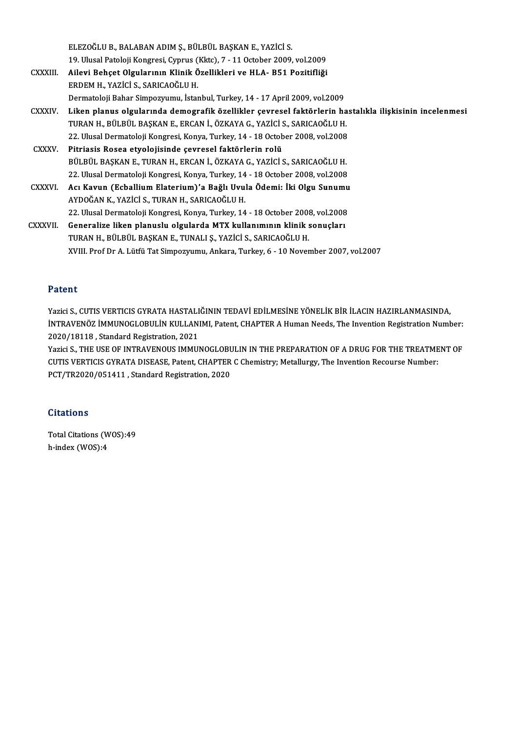ELEZOĞLU B., BALABAN ADIM Ş., BÜLBÜL BAŞKAN E., YAZİCİ S.
19. Ulusal Patoloji Kongresi, Cyprus (Kktc), 7 - 11 October 2009, vol.2009

CXXXIII. **Ailevi Behçet Olgularının Klinik Özellikleri ve HLA- B51 Pozitifliği**
ERDEM H., YAZİCİ S., SARICAOĞLU H.
Dermatoloji Bahar Simpozyumu, İstanbul, Turkey, 14 - 17 April 2009, vol.2009

CXXXIV. **Liken planus olgularında demografik özellikler çevresel faktörlerin hastalıkla ilişkisinin incelenmesi**
TURAN H., BÜLBÜL BAŞKAN E., ERCAN İ., ÖZKAYA G., YAZİCİ S., SARICAOĞLU H.
22. Ulusal Dermatoloji Kongresi, Konya, Turkey, 14 - 18 October 2008, vol.2008

CXXXV. **Pitriasis Rosea etyolojisinde çevresel faktörlerin rolü**
BÜLBÜL BAŞKAN E., TURAN H., ERCAN İ., ÖZKAYA G., YAZİCİ S., SARICAOĞLU H.
22. Ulusal Dermatoloji Kongresi, Konya, Turkey, 14 - 18 October 2008, vol.2008

CXXXVI. **Acı Kavun (Ecballium Elaterium)'a Bağlı Uvula Ödemi: İki Olgu Sunumu**
AYDOĞAN K., YAZİCİ S., TURAN H., SARICAOĞLU H.
22. Ulusal Dermatoloji Kongresi, Konya, Turkey, 14 - 18 October 2008, vol.2008

CXXXVII. **Generalize liken planuslu olgularda MTX kullanımının klinik sonuçları**
TURAN H., BÜLBÜL BAŞKAN E., TUNALI Ş., YAZİCİ S., SARICAOĞLU H.
XVIII. Prof Dr A. Lütfü Tat Simpozyumu, Ankara, Turkey, 6 - 10 November 2007, vol.2007

## Patent

Yazici S., CUTIS VERTICIS GYRATA HASTALIĞININ TEDAVİ EDİLMESİNE YÖNELİK BİR İLACIN HAZIRLANMASINDA, İNTRAVENÖZ İMMUNOGLOBULİN KULLANIMI, Patent, CHAPTER A Human Needs, The Invention Registration Number: 2020/18118 , Standard Registration, 2021

Yazici S., THE USE OF INTRAVENOUS IMMUNOGLOBULIN IN THE PREPARATION OF A DRUG FOR THE TREATMENT OF CUTIS VERTICIS GYRATA DISEASE, Patent, CHAPTER C Chemistry; Metallurgy, The Invention Recourse Number: PCT/TR2020/051411 , Standard Registration, 2020

## Citations

Total Citations (WOS):49
h-index (WOS):4